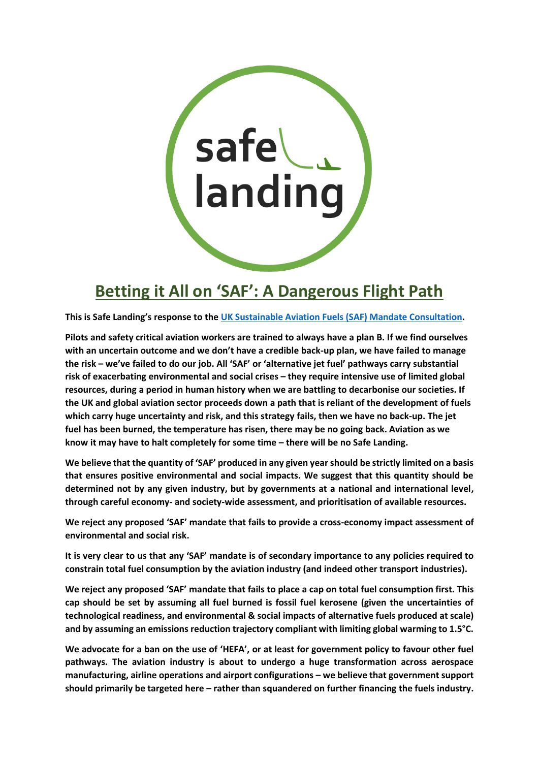# Betting it All on 'SAF': A Dangerous Flight Path

**This is Safe Landing's response to the UK Sustainable Aviation Fuels (SAF) Mandate Consultation.**

**Pilots and safety critical aviation workers are trained to always have a plan B. If we find ourselves with an uncertain outcome and we don't have a credible back-up plan, we have failed to manage the risk – we've failed to do our job. All 'SAF' or 'alternative jet fuel' pathways carry substantial risk of exacerbating environmental and social crises – they require intensive use of limited global resources, during a period in human history when we are battling to decarbonise our societies. If the UK and global aviation sector proceeds down a path that is reliant of the development of fuels which carry huge uncertainty and risk, and this strategy fails, then we have no back-up. The jet fuel has been burned, the temperature has risen, there may be no going back. Aviation as we know it may have to halt completely for some time – there will be no Safe Landing.**

**We believe that the quantity of 'SAF' produced in any given year should be strictly limited on a basis that ensures positive environmental and social impacts. We suggest that this quantity should be determined not by any given industry, but by governments at a national and international level, through careful economy- and society-wide assessment, and prioritisation of available resources.**

**We reject any proposed 'SAF' mandate that fails to provide a cross-economy impact assessment of environmental and social risk.**

**It is very clear to us that any 'SAF' mandate is of secondary importance to any policies required to constrain total fuel consumption by the aviation industry (and indeed other transport industries).**

**We reject any proposed 'SAF' mandate that fails to place a cap on total fuel consumption first. This cap should be set by assuming all fuel burned is fossil fuel kerosene (given the uncertainties of technological readiness, and environmental & social impacts of alternative fuels produced at scale) and by assuming an emissions reduction trajectory compliant with limiting global warming to 1.5°C.**

**We advocate for a ban on the use of 'HEFA', or at least for government policy to favour other fuel pathways. The aviation industry is about to undergo a huge transformation across aerospace manufacturing, airline operations and airport configurations – we believe that government support should primarily be targeted here – rather than squandered on further financing the fuels industry.**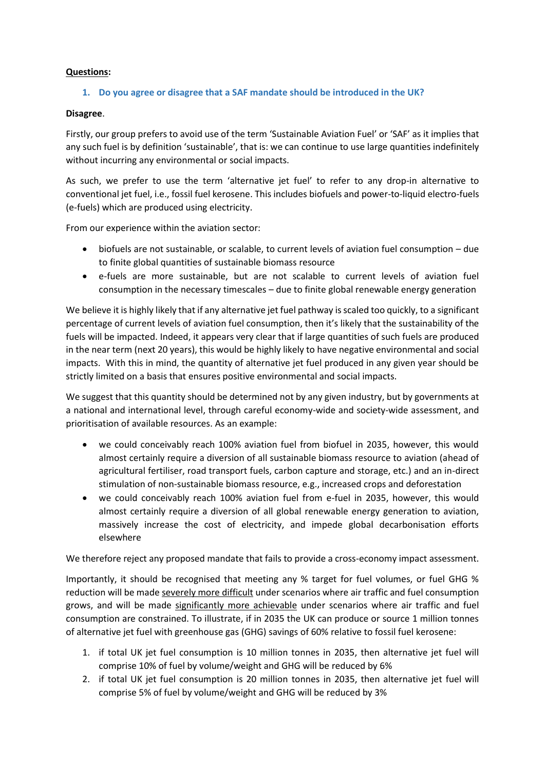**Questions:**

1. **Do you agree or disagree that a SAF mandate should be introduced in the UK?**

**Disagree**.

Firstly, our group prefers to avoid use of the term 'Sustainable Aviation Fuel' or 'SAF' as it implies that any such fuel is by definition 'sustainable', that is: we can continue to use large quantities indefinitely without incurring any environmental or social impacts.

As such, we prefer to use the term 'alternative jet fuel' to refer to any drop-in alternative to conventional jet fuel, i.e., fossil fuel kerosene. This includes biofuels and power-to-liquid electro-fuels (e-fuels) which are produced using electricity.

From our experience within the aviation sector:

- biofuels are not sustainable, or scalable, to current levels of aviation fuel consumption – due to finite global quantities of sustainable biomass resource
- e-fuels are more sustainable, but are not scalable to current levels of aviation fuel consumption in the necessary timescales – due to finite global renewable energy generation

We believe it is highly likely that if any alternative jet fuel pathway is scaled too quickly, to a significant percentage of current levels of aviation fuel consumption, then it's likely that the sustainability of the fuels will be impacted. Indeed, it appears very clear that if large quantities of such fuels are produced in the near term (next 20 years), this would be highly likely to have negative environmental and social impacts. With this in mind, the quantity of alternative jet fuel produced in any given year should be strictly limited on a basis that ensures positive environmental and social impacts.

We suggest that this quantity should be determined not by any given industry, but by governments at a national and international level, through careful economy-wide and society-wide assessment, and prioritisation of available resources. As an example:

- we could conceivably reach 100% aviation fuel from biofuel in 2035, however, this would almost certainly require a diversion of all sustainable biomass resource to aviation (ahead of agricultural fertiliser, road transport fuels, carbon capture and storage, etc.) and an in-direct stimulation of non-sustainable biomass resource, e.g., increased crops and deforestation
- we could conceivably reach 100% aviation fuel from e-fuel in 2035, however, this would almost certainly require a diversion of all global renewable energy generation to aviation, massively increase the cost of electricity, and impede global decarbonisation efforts elsewhere

We therefore reject any proposed mandate that fails to provide a cross-economy impact assessment.

Importantly, it should be recognised that meeting any % target for fuel volumes, or fuel GHG % reduction will be made <u>severely more difficult</u> under scenarios where air traffic and fuel consumption grows, and will be made <u>significantly more achievable</u> under scenarios where air traffic and fuel consumption are constrained. To illustrate, if in 2035 the UK can produce or source 1 million tonnes of alternative jet fuel with greenhouse gas (GHG) savings of 60% relative to fossil fuel kerosene:

1. if total UK jet fuel consumption is 10 million tonnes in 2035, then alternative jet fuel will comprise 10% of fuel by volume/weight and GHG will be reduced by 6%
2. if total UK jet fuel consumption is 20 million tonnes in 2035, then alternative jet fuel will comprise 5% of fuel by volume/weight and GHG will be reduced by 3%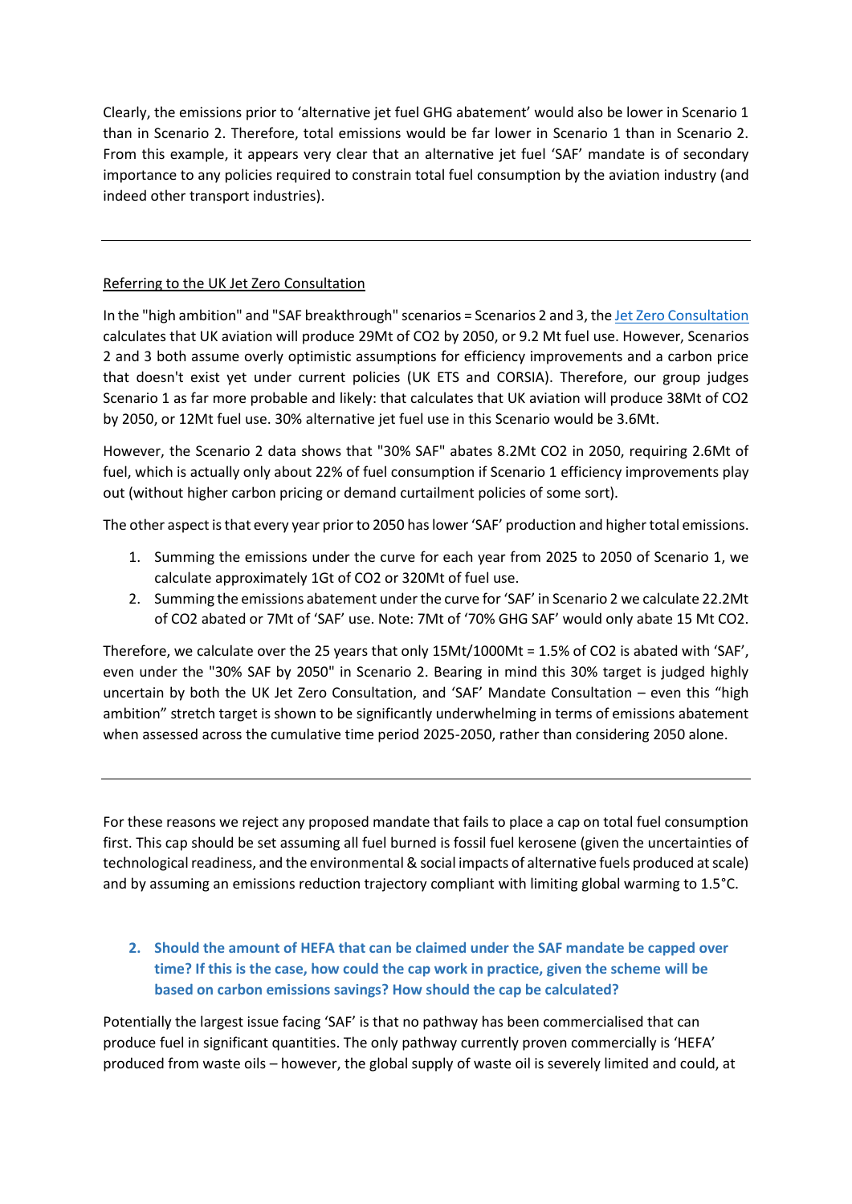Clearly, the emissions prior to 'alternative jet fuel GHG abatement' would also be lower in Scenario 1 than in Scenario 2. Therefore, total emissions would be far lower in Scenario 1 than in Scenario 2. From this example, it appears very clear that an alternative jet fuel 'SAF' mandate is of secondary importance to any policies required to constrain total fuel consumption by the aviation industry (and indeed other transport industries).

---

Referring to the UK Jet Zero Consultation

In the "high ambition" and "SAF breakthrough" scenarios = Scenarios 2 and 3, the [Jet Zero Consultation]() calculates that UK aviation will produce 29Mt of $CO_2$ by 2050, or 9.2 Mt fuel use. However, Scenarios 2 and 3 both assume overly optimistic assumptions for efficiency improvements and a carbon price that doesn't exist yet under current policies (UK ETS and CORSIA). Therefore, our group judges Scenario 1 as far more probable and likely: that calculates that UK aviation will produce 38Mt of $CO_2$ by 2050, or 12Mt fuel use. 30% alternative jet fuel use in this Scenario would be 3.6Mt.

However, the Scenario 2 data shows that "30% SAF" abates 8.2Mt $CO_2$ in 2050, requiring 2.6Mt of fuel, which is actually only about 22% of fuel consumption if Scenario 1 efficiency improvements play out (without higher carbon pricing or demand curtailment policies of some sort).

The other aspect is that every year prior to 2050 has lower 'SAF' production and higher total emissions.

1. Summing the emissions under the curve for each year from 2025 to 2050 of Scenario 1, we calculate approximately 1Gt of $CO_2$ or 320Mt of fuel use.
2. Summing the emissions abatement under the curve for 'SAF' in Scenario 2 we calculate 22.2Mt of $CO_2$ abated or 7Mt of 'SAF' use. Note: 7Mt of '70% GHG SAF' would only abate 15 Mt $CO_2$.

Therefore, we calculate over the 25 years that only 15Mt/1000Mt = 1.5% of $CO_2$ is abated with 'SAF', even under the "30% SAF by 2050" in Scenario 2. Bearing in mind this 30% target is judged highly uncertain by both the UK Jet Zero Consultation, and 'SAF' Mandate Consultation – even this "high ambition" stretch target is shown to be significantly underwhelming in terms of emissions abatement when assessed across the cumulative time period 2025-2050, rather than considering 2050 alone.

---

For these reasons we reject any proposed mandate that fails to place a cap on total fuel consumption first. This cap should be set assuming all fuel burned is fossil fuel kerosene (given the uncertainties of technological readiness, and the environmental & social impacts of alternative fuels produced at scale) and by assuming an emissions reduction trajectory compliant with limiting global warming to 1.5°C.

2. **Should the amount of HEFA that can be claimed under the SAF mandate be capped over time? If this is the case, how could the cap work in practice, given the scheme will be based on carbon emissions savings? How should the cap be calculated?**

Potentially the largest issue facing 'SAF' is that no pathway has been commercialised that can produce fuel in significant quantities. The only pathway currently proven commercially is 'HEFA' produced from waste oils – however, the global supply of waste oil is severely limited and could, at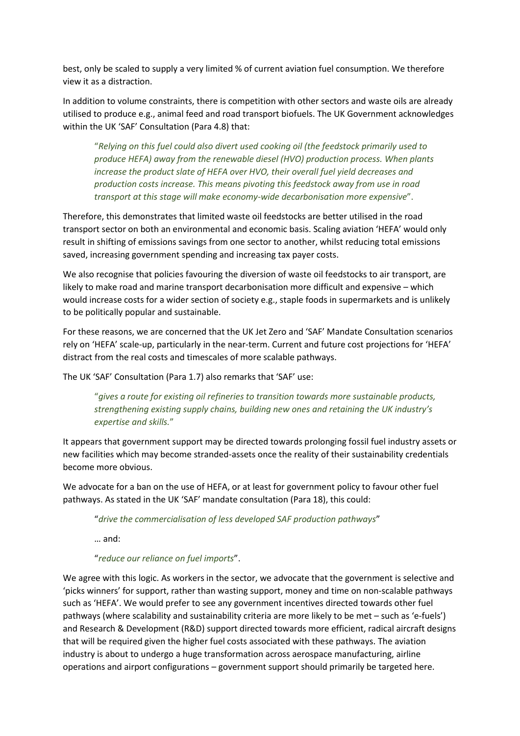best, only be scaled to supply a very limited % of current aviation fuel consumption. We therefore view it as a distraction.

In addition to volume constraints, there is competition with other sectors and waste oils are already utilised to produce e.g., animal feed and road transport biofuels. The UK Government acknowledges within the UK 'SAF' Consultation (Para 4.8) that:

> "*Relying on this fuel could also divert used cooking oil (the feedstock primarily used to produce HEFA) away from the renewable diesel (HVO) production process. When plants increase the product slate of HEFA over HVO, their overall fuel yield decreases and production costs increase. This means pivoting this feedstock away from use in road transport at this stage will make economy-wide decarbonisation more expensive*".

Therefore, this demonstrates that limited waste oil feedstocks are better utilised in the road transport sector on both an environmental and economic basis. Scaling aviation 'HEFA' would only result in shifting of emissions savings from one sector to another, whilst reducing total emissions saved, increasing government spending and increasing tax payer costs.

We also recognise that policies favouring the diversion of waste oil feedstocks to air transport, are likely to make road and marine transport decarbonisation more difficult and expensive – which would increase costs for a wider section of society e.g., staple foods in supermarkets and is unlikely to be politically popular and sustainable.

For these reasons, we are concerned that the UK Jet Zero and 'SAF' Mandate Consultation scenarios rely on 'HEFA' scale-up, particularly in the near-term. Current and future cost projections for 'HEFA' distract from the real costs and timescales of more scalable pathways.

The UK 'SAF' Consultation (Para 1.7) also remarks that 'SAF' use:

> "*gives a route for existing oil refineries to transition towards more sustainable products, strengthening existing supply chains, building new ones and retaining the UK industry's expertise and skills.*"

It appears that government support may be directed towards prolonging fossil fuel industry assets or new facilities which may become stranded-assets once the reality of their sustainability credentials become more obvious.

We advocate for a ban on the use of HEFA, or at least for government policy to favour other fuel pathways. As stated in the UK 'SAF' mandate consultation (Para 18), this could:

> "*drive the commercialisation of less developed SAF production pathways*"
>
> … and:
>
> "*reduce our reliance on fuel imports*".

We agree with this logic. As workers in the sector, we advocate that the government is selective and 'picks winners' for support, rather than wasting support, money and time on non-scalable pathways such as 'HEFA'. We would prefer to see any government incentives directed towards other fuel pathways (where scalability and sustainability criteria are more likely to be met – such as 'e-fuels') and Research & Development (R&D) support directed towards more efficient, radical aircraft designs that will be required given the higher fuel costs associated with these pathways. The aviation industry is about to undergo a huge transformation across aerospace manufacturing, airline operations and airport configurations – government support should primarily be targeted here.